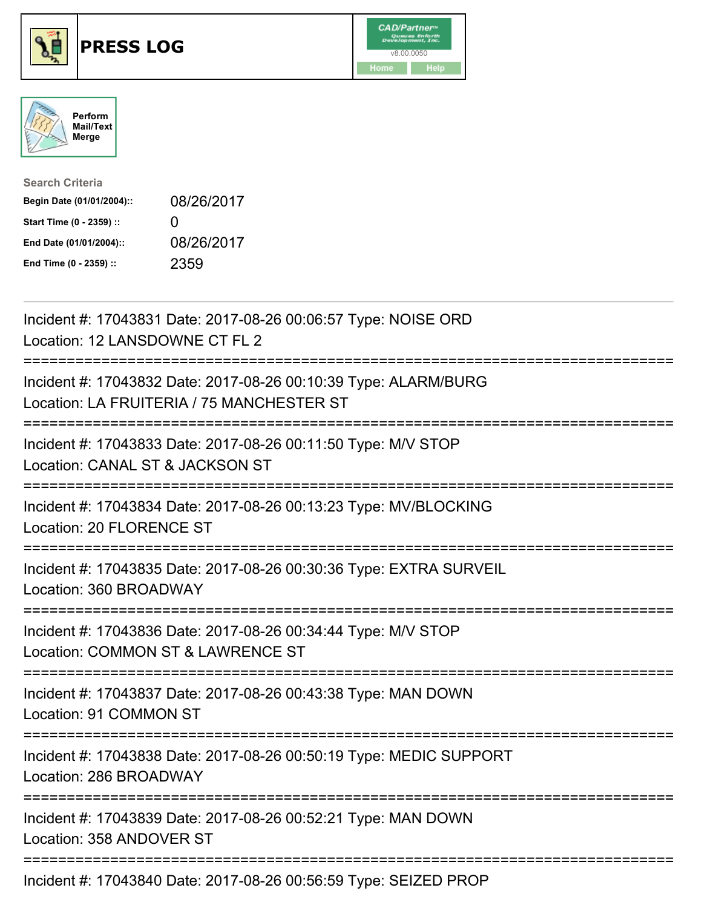# PRESS LOG

CAD/Partner v8.00.0050

Home | Help

Perform Mail/Text Merge

**Search Criteria**

| | |
|---|---|
| **Begin Date (01/01/2004)::** | 08/26/2017 |
| **Start Time (0 - 2359) ::** | 0 |
| **End Date (01/01/2004)::** | 08/26/2017 |
| **End Time (0 - 2359) ::** | 2359 |

---

Incident #: 17043831 Date: 2017-08-26 00:06:57 Type: NOISE ORD
Location: 12 LANSDOWNE CT FL 2

===========================================================================

Incident #: 17043832 Date: 2017-08-26 00:10:39 Type: ALARM/BURG
Location: LA FRUITERIA / 75 MANCHESTER ST

===========================================================================

Incident #: 17043833 Date: 2017-08-26 00:11:50 Type: M/V STOP
Location: CANAL ST & JACKSON ST

===========================================================================

Incident #: 17043834 Date: 2017-08-26 00:13:23 Type: MV/BLOCKING
Location: 20 FLORENCE ST

===========================================================================

Incident #: 17043835 Date: 2017-08-26 00:30:36 Type: EXTRA SURVEIL
Location: 360 BROADWAY

===========================================================================

Incident #: 17043836 Date: 2017-08-26 00:34:44 Type: M/V STOP
Location: COMMON ST & LAWRENCE ST

===========================================================================

Incident #: 17043837 Date: 2017-08-26 00:43:38 Type: MAN DOWN
Location: 91 COMMON ST

===========================================================================

Incident #: 17043838 Date: 2017-08-26 00:50:19 Type: MEDIC SUPPORT
Location: 286 BROADWAY

===========================================================================

Incident #: 17043839 Date: 2017-08-26 00:52:21 Type: MAN DOWN
Location: 358 ANDOVER ST

===========================================================================

Incident #: 17043840 Date: 2017-08-26 00:56:59 Type: SEIZED PROP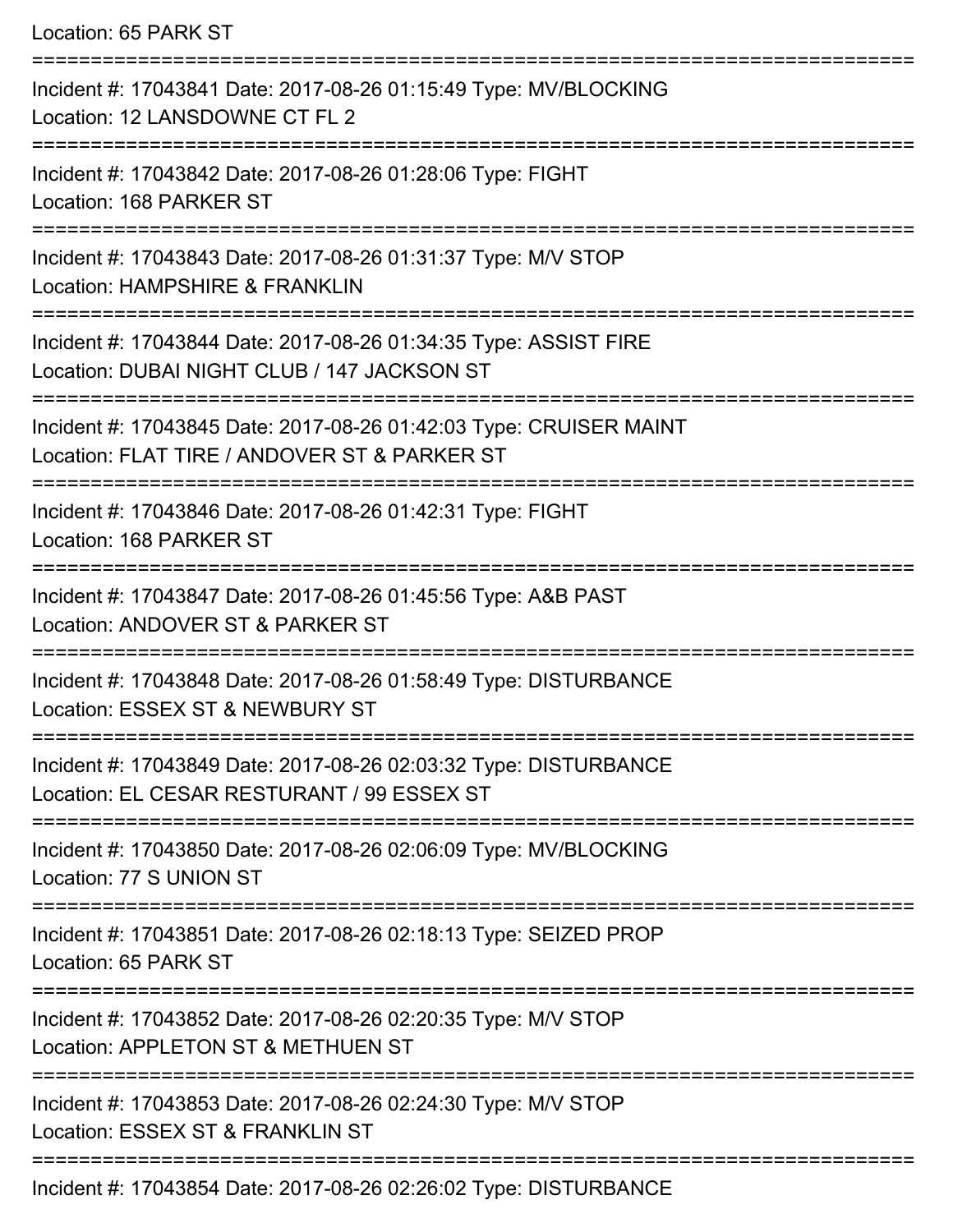Location: 65 PARK ST

===========================================================================

Incident #: 17043841 Date: 2017-08-26 01:15:49 Type: MV/BLOCKING
Location: 12 LANSDOWNE CT FL 2

===========================================================================

Incident #: 17043842 Date: 2017-08-26 01:28:06 Type: FIGHT
Location: 168 PARKER ST

===========================================================================

Incident #: 17043843 Date: 2017-08-26 01:31:37 Type: M/V STOP
Location: HAMPSHIRE & FRANKLIN

===========================================================================

Incident #: 17043844 Date: 2017-08-26 01:34:35 Type: ASSIST FIRE
Location: DUBAI NIGHT CLUB / 147 JACKSON ST

===========================================================================

Incident #: 17043845 Date: 2017-08-26 01:42:03 Type: CRUISER MAINT
Location: FLAT TIRE / ANDOVER ST & PARKER ST

===========================================================================

Incident #: 17043846 Date: 2017-08-26 01:42:31 Type: FIGHT
Location: 168 PARKER ST

===========================================================================

Incident #: 17043847 Date: 2017-08-26 01:45:56 Type: A&B PAST
Location: ANDOVER ST & PARKER ST

===========================================================================

Incident #: 17043848 Date: 2017-08-26 01:58:49 Type: DISTURBANCE
Location: ESSEX ST & NEWBURY ST

===========================================================================

Incident #: 17043849 Date: 2017-08-26 02:03:32 Type: DISTURBANCE
Location: EL CESAR RESTURANT / 99 ESSEX ST

===========================================================================

Incident #: 17043850 Date: 2017-08-26 02:06:09 Type: MV/BLOCKING
Location: 77 S UNION ST

===========================================================================

Incident #: 17043851 Date: 2017-08-26 02:18:13 Type: SEIZED PROP
Location: 65 PARK ST

===========================================================================

Incident #: 17043852 Date: 2017-08-26 02:20:35 Type: M/V STOP
Location: APPLETON ST & METHUEN ST

===========================================================================

Incident #: 17043853 Date: 2017-08-26 02:24:30 Type: M/V STOP
Location: ESSEX ST & FRANKLIN ST

===========================================================================

Incident #: 17043854 Date: 2017-08-26 02:26:02 Type: DISTURBANCE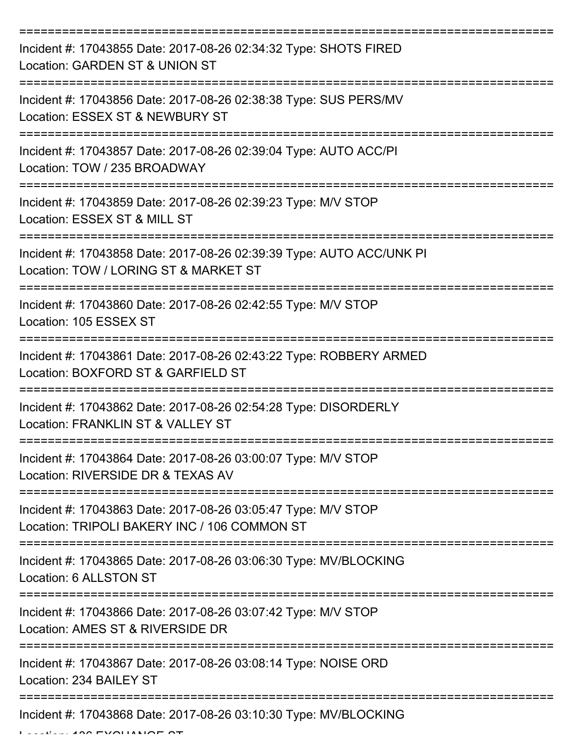===========================================================================

Incident #: 17043855 Date: 2017-08-26 02:34:32 Type: SHOTS FIRED
Location: GARDEN ST & UNION ST

===========================================================================

Incident #: 17043856 Date: 2017-08-26 02:38:38 Type: SUS PERS/MV
Location: ESSEX ST & NEWBURY ST

===========================================================================

Incident #: 17043857 Date: 2017-08-26 02:39:04 Type: AUTO ACC/PI
Location: TOW / 235 BROADWAY

===========================================================================

Incident #: 17043859 Date: 2017-08-26 02:39:23 Type: M/V STOP
Location: ESSEX ST & MILL ST

===========================================================================

Incident #: 17043858 Date: 2017-08-26 02:39:39 Type: AUTO ACC/UNK PI
Location: TOW / LORING ST & MARKET ST

===========================================================================

Incident #: 17043860 Date: 2017-08-26 02:42:55 Type: M/V STOP
Location: 105 ESSEX ST

===========================================================================

Incident #: 17043861 Date: 2017-08-26 02:43:22 Type: ROBBERY ARMED
Location: BOXFORD ST & GARFIELD ST

===========================================================================

Incident #: 17043862 Date: 2017-08-26 02:54:28 Type: DISORDERLY
Location: FRANKLIN ST & VALLEY ST

===========================================================================

Incident #: 17043864 Date: 2017-08-26 03:00:07 Type: M/V STOP
Location: RIVERSIDE DR & TEXAS AV

===========================================================================

Incident #: 17043863 Date: 2017-08-26 03:05:47 Type: M/V STOP
Location: TRIPOLI BAKERY INC / 106 COMMON ST

===========================================================================

Incident #: 17043865 Date: 2017-08-26 03:06:30 Type: MV/BLOCKING
Location: 6 ALLSTON ST

===========================================================================

Incident #: 17043866 Date: 2017-08-26 03:07:42 Type: M/V STOP
Location: AMES ST & RIVERSIDE DR

===========================================================================

Incident #: 17043867 Date: 2017-08-26 03:08:14 Type: NOISE ORD
Location: 234 BAILEY ST

===========================================================================

Incident #: 17043868 Date: 2017-08-26 03:10:30 Type: MV/BLOCKING
Location: 136 EXCHANGE ST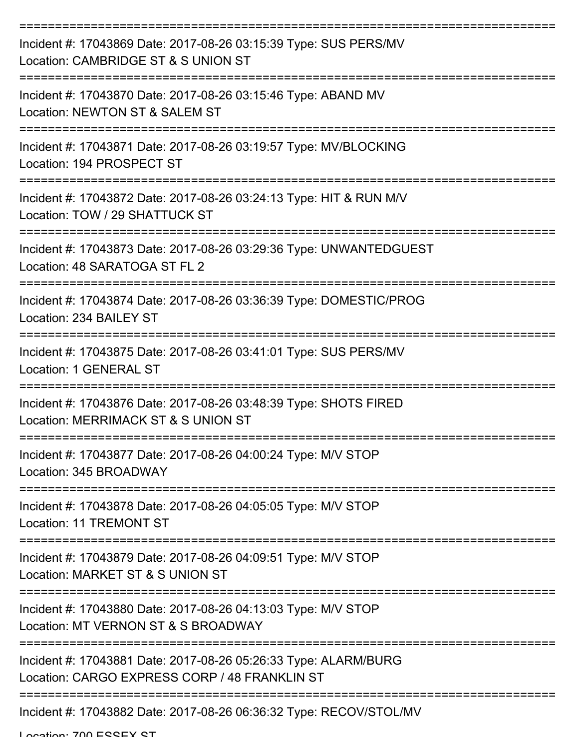Incident #: 17043869 Date: 2017-08-26 03:15:39 Type: SUS PERS/MV
Location: CAMBRIDGE ST & S UNION ST

Incident #: 17043870 Date: 2017-08-26 03:15:46 Type: ABAND MV
Location: NEWTON ST & SALEM ST

Incident #: 17043871 Date: 2017-08-26 03:19:57 Type: MV/BLOCKING
Location: 194 PROSPECT ST

Incident #: 17043872 Date: 2017-08-26 03:24:13 Type: HIT & RUN M/V
Location: TOW / 29 SHATTUCK ST

Incident #: 17043873 Date: 2017-08-26 03:29:36 Type: UNWANTEDGUEST
Location: 48 SARATOGA ST FL 2

Incident #: 17043874 Date: 2017-08-26 03:36:39 Type: DOMESTIC/PROG
Location: 234 BAILEY ST

Incident #: 17043875 Date: 2017-08-26 03:41:01 Type: SUS PERS/MV
Location: 1 GENERAL ST

Incident #: 17043876 Date: 2017-08-26 03:48:39 Type: SHOTS FIRED
Location: MERRIMACK ST & S UNION ST

Incident #: 17043877 Date: 2017-08-26 04:00:24 Type: M/V STOP
Location: 345 BROADWAY

Incident #: 17043878 Date: 2017-08-26 04:05:05 Type: M/V STOP
Location: 11 TREMONT ST

Incident #: 17043879 Date: 2017-08-26 04:09:51 Type: M/V STOP
Location: MARKET ST & S UNION ST

Incident #: 17043880 Date: 2017-08-26 04:13:03 Type: M/V STOP
Location: MT VERNON ST & S BROADWAY

Incident #: 17043881 Date: 2017-08-26 05:26:33 Type: ALARM/BURG
Location: CARGO EXPRESS CORP / 48 FRANKLIN ST

Incident #: 17043882 Date: 2017-08-26 06:36:32 Type: RECOV/STOL/MV
Location: 700 ESSEX ST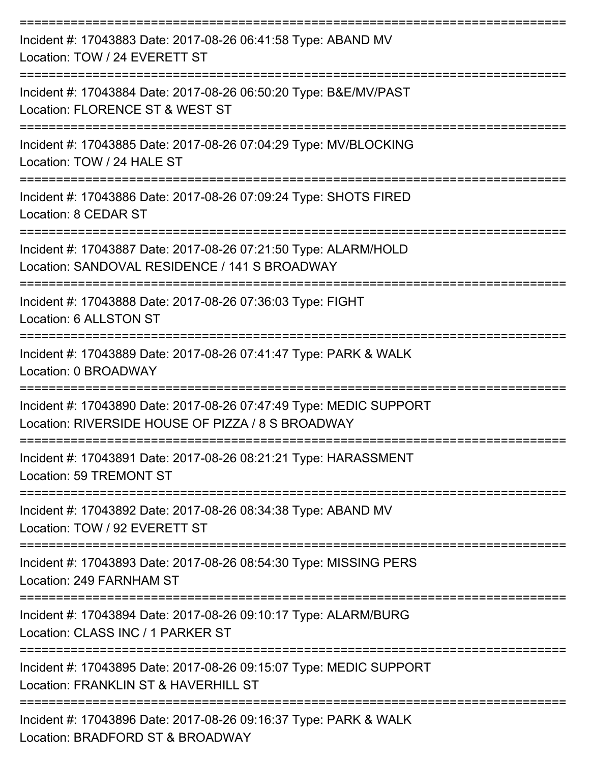===========================================================================

Incident #: 17043883 Date: 2017-08-26 06:41:58 Type: ABAND MV
Location: TOW / 24 EVERETT ST

===========================================================================

Incident #: 17043884 Date: 2017-08-26 06:50:20 Type: B&E/MV/PAST
Location: FLORENCE ST & WEST ST

===========================================================================

Incident #: 17043885 Date: 2017-08-26 07:04:29 Type: MV/BLOCKING
Location: TOW / 24 HALE ST

===========================================================================

Incident #: 17043886 Date: 2017-08-26 07:09:24 Type: SHOTS FIRED
Location: 8 CEDAR ST

===========================================================================

Incident #: 17043887 Date: 2017-08-26 07:21:50 Type: ALARM/HOLD
Location: SANDOVAL RESIDENCE / 141 S BROADWAY

===========================================================================

Incident #: 17043888 Date: 2017-08-26 07:36:03 Type: FIGHT
Location: 6 ALLSTON ST

===========================================================================

Incident #: 17043889 Date: 2017-08-26 07:41:47 Type: PARK & WALK
Location: 0 BROADWAY

===========================================================================

Incident #: 17043890 Date: 2017-08-26 07:47:49 Type: MEDIC SUPPORT
Location: RIVERSIDE HOUSE OF PIZZA / 8 S BROADWAY

===========================================================================

Incident #: 17043891 Date: 2017-08-26 08:21:21 Type: HARASSMENT
Location: 59 TREMONT ST

===========================================================================

Incident #: 17043892 Date: 2017-08-26 08:34:38 Type: ABAND MV
Location: TOW / 92 EVERETT ST

===========================================================================

Incident #: 17043893 Date: 2017-08-26 08:54:30 Type: MISSING PERS
Location: 249 FARNHAM ST

===========================================================================

Incident #: 17043894 Date: 2017-08-26 09:10:17 Type: ALARM/BURG
Location: CLASS INC / 1 PARKER ST

===========================================================================

Incident #: 17043895 Date: 2017-08-26 09:15:07 Type: MEDIC SUPPORT
Location: FRANKLIN ST & HAVERHILL ST

===========================================================================

Incident #: 17043896 Date: 2017-08-26 09:16:37 Type: PARK & WALK
Location: BRADFORD ST & BROADWAY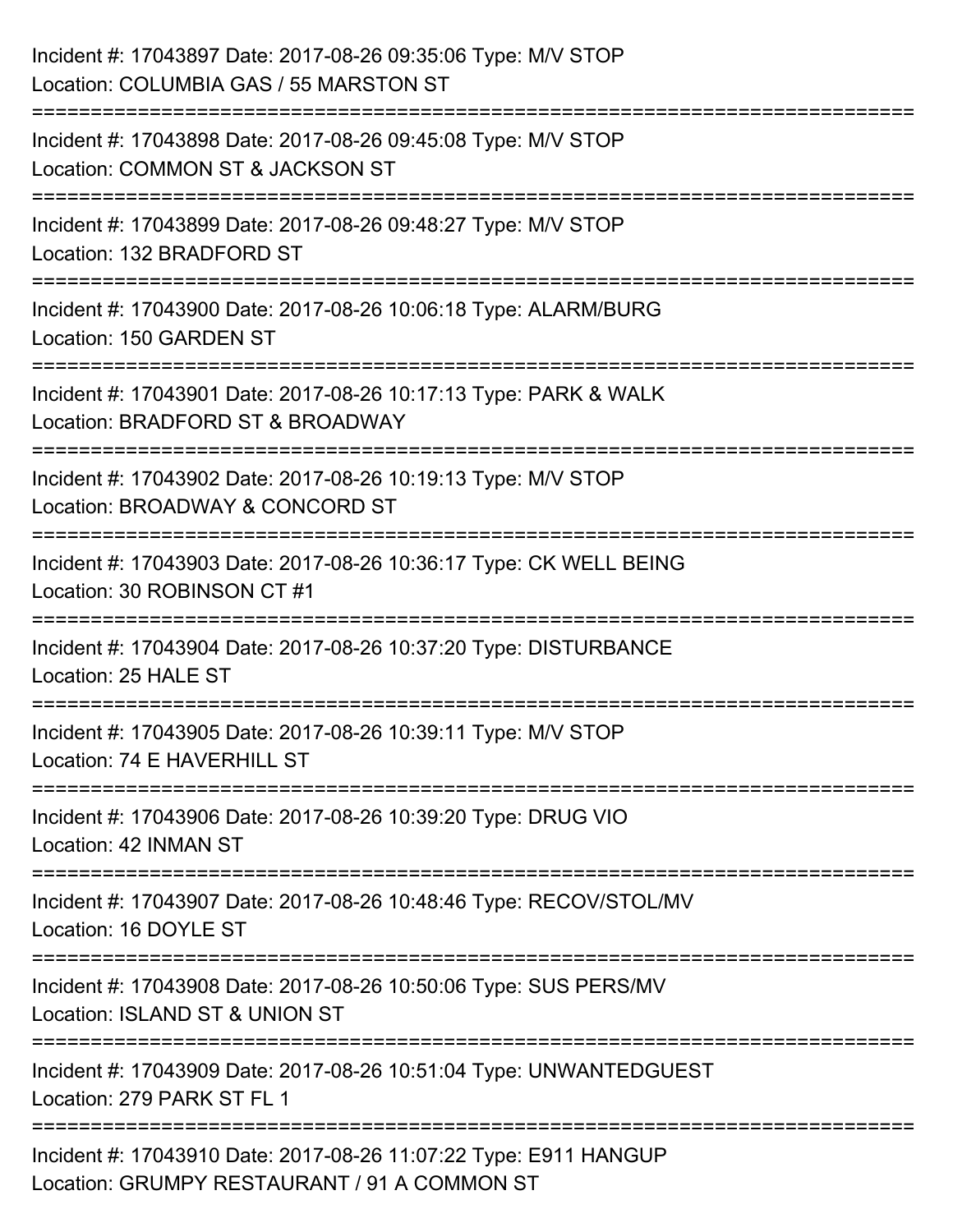Incident #: 17043897 Date: 2017-08-26 09:35:06 Type: M/V STOP
Location: COLUMBIA GAS / 55 MARSTON ST

===========================================================================

Incident #: 17043898 Date: 2017-08-26 09:45:08 Type: M/V STOP
Location: COMMON ST & JACKSON ST

===========================================================================

Incident #: 17043899 Date: 2017-08-26 09:48:27 Type: M/V STOP
Location: 132 BRADFORD ST

===========================================================================

Incident #: 17043900 Date: 2017-08-26 10:06:18 Type: ALARM/BURG
Location: 150 GARDEN ST

===========================================================================

Incident #: 17043901 Date: 2017-08-26 10:17:13 Type: PARK & WALK
Location: BRADFORD ST & BROADWAY

===========================================================================

Incident #: 17043902 Date: 2017-08-26 10:19:13 Type: M/V STOP
Location: BROADWAY & CONCORD ST

===========================================================================

Incident #: 17043903 Date: 2017-08-26 10:36:17 Type: CK WELL BEING
Location: 30 ROBINSON CT #1

===========================================================================

Incident #: 17043904 Date: 2017-08-26 10:37:20 Type: DISTURBANCE
Location: 25 HALE ST

===========================================================================

Incident #: 17043905 Date: 2017-08-26 10:39:11 Type: M/V STOP
Location: 74 E HAVERHILL ST

===========================================================================

Incident #: 17043906 Date: 2017-08-26 10:39:20 Type: DRUG VIO
Location: 42 INMAN ST

===========================================================================

Incident #: 17043907 Date: 2017-08-26 10:48:46 Type: RECOV/STOL/MV
Location: 16 DOYLE ST

===========================================================================

Incident #: 17043908 Date: 2017-08-26 10:50:06 Type: SUS PERS/MV
Location: ISLAND ST & UNION ST

===========================================================================

Incident #: 17043909 Date: 2017-08-26 10:51:04 Type: UNWANTEDGUEST
Location: 279 PARK ST FL 1

===========================================================================

Incident #: 17043910 Date: 2017-08-26 11:07:22 Type: E911 HANGUP
Location: GRUMPY RESTAURANT / 91 A COMMON ST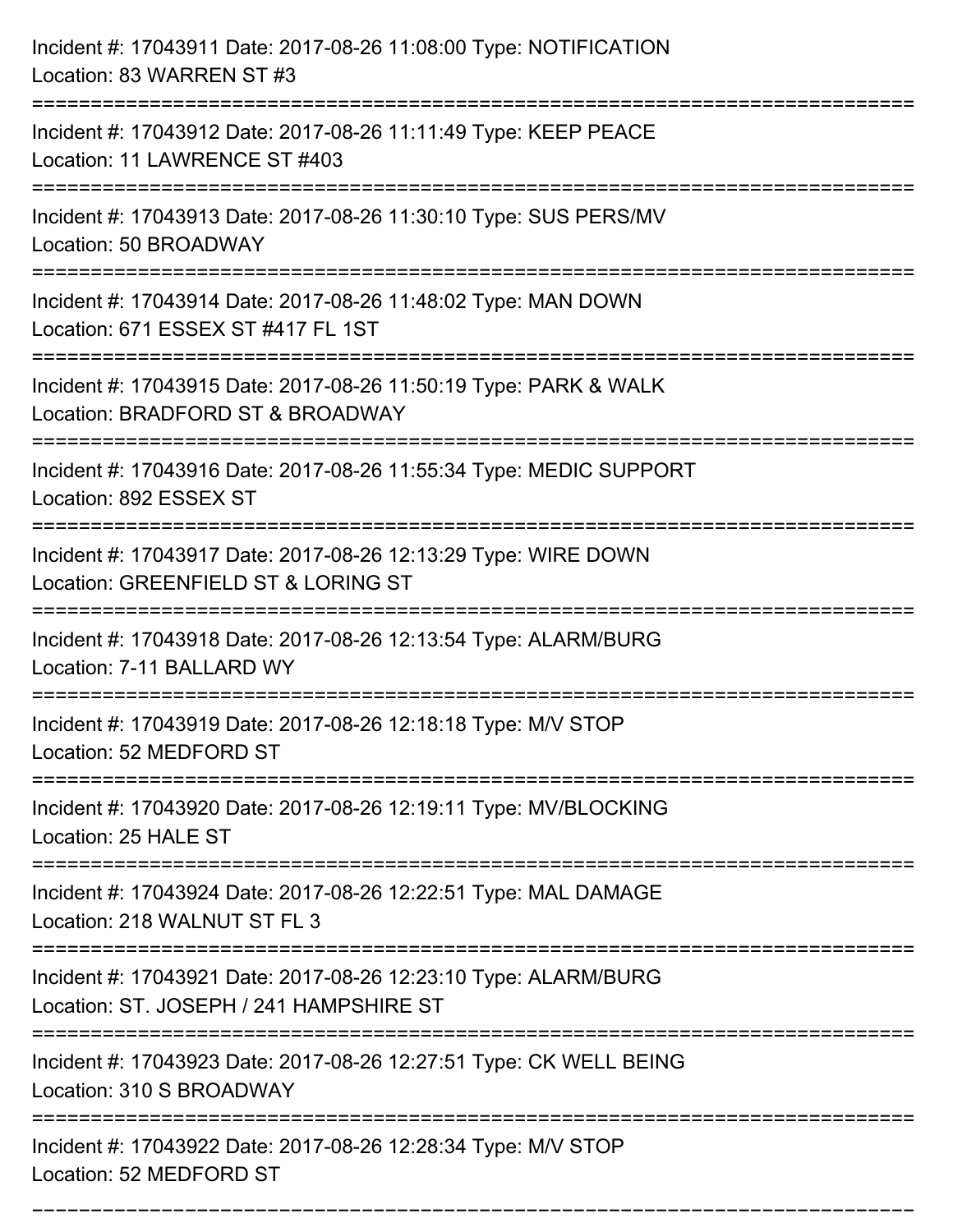Incident #: 17043911 Date: 2017-08-26 11:08:00 Type: NOTIFICATION
Location: 83 WARREN ST #3

===========================================================================

Incident #: 17043912 Date: 2017-08-26 11:11:49 Type: KEEP PEACE
Location: 11 LAWRENCE ST #403

===========================================================================

Incident #: 17043913 Date: 2017-08-26 11:30:10 Type: SUS PERS/MV
Location: 50 BROADWAY

===========================================================================

Incident #: 17043914 Date: 2017-08-26 11:48:02 Type: MAN DOWN
Location: 671 ESSEX ST #417 FL 1ST

===========================================================================

Incident #: 17043915 Date: 2017-08-26 11:50:19 Type: PARK & WALK
Location: BRADFORD ST & BROADWAY

===========================================================================

Incident #: 17043916 Date: 2017-08-26 11:55:34 Type: MEDIC SUPPORT
Location: 892 ESSEX ST

===========================================================================

Incident #: 17043917 Date: 2017-08-26 12:13:29 Type: WIRE DOWN
Location: GREENFIELD ST & LORING ST

===========================================================================

Incident #: 17043918 Date: 2017-08-26 12:13:54 Type: ALARM/BURG
Location: 7-11 BALLARD WY

===========================================================================

Incident #: 17043919 Date: 2017-08-26 12:18:18 Type: M/V STOP
Location: 52 MEDFORD ST

===========================================================================

Incident #: 17043920 Date: 2017-08-26 12:19:11 Type: MV/BLOCKING
Location: 25 HALE ST

===========================================================================

Incident #: 17043924 Date: 2017-08-26 12:22:51 Type: MAL DAMAGE
Location: 218 WALNUT ST FL 3

===========================================================================

Incident #: 17043921 Date: 2017-08-26 12:23:10 Type: ALARM/BURG
Location: ST. JOSEPH / 241 HAMPSHIRE ST

===========================================================================

Incident #: 17043923 Date: 2017-08-26 12:27:51 Type: CK WELL BEING
Location: 310 S BROADWAY

===========================================================================

Incident #: 17043922 Date: 2017-08-26 12:28:34 Type: M/V STOP
Location: 52 MEDFORD ST

===========================================================================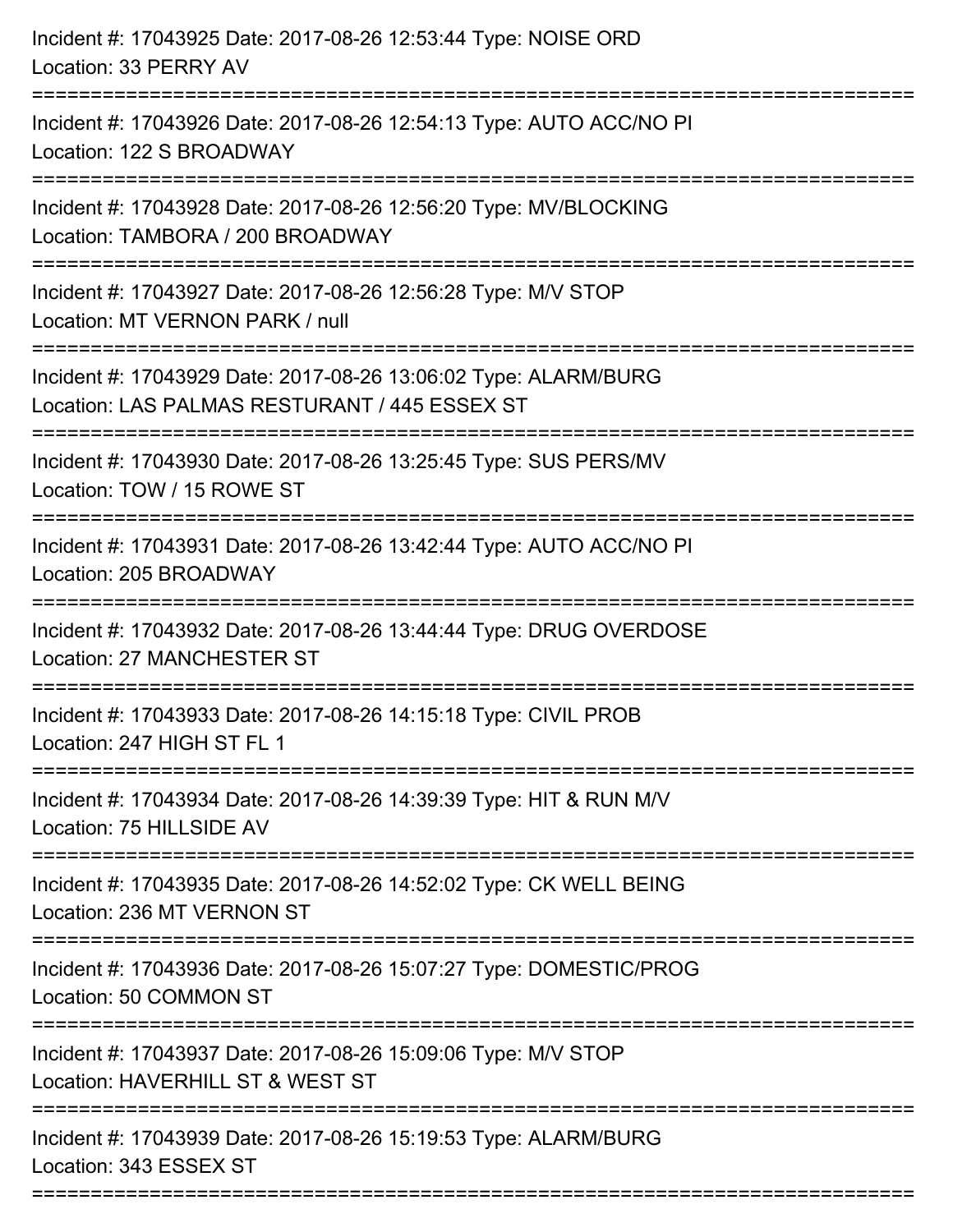Incident #: 17043925 Date: 2017-08-26 12:53:44 Type: NOISE ORD
Location: 33 PERRY AV

===========================================================================

Incident #: 17043926 Date: 2017-08-26 12:54:13 Type: AUTO ACC/NO PI
Location: 122 S BROADWAY

===========================================================================

Incident #: 17043928 Date: 2017-08-26 12:56:20 Type: MV/BLOCKING
Location: TAMBORA / 200 BROADWAY

===========================================================================

Incident #: 17043927 Date: 2017-08-26 12:56:28 Type: M/V STOP
Location: MT VERNON PARK / null

===========================================================================

Incident #: 17043929 Date: 2017-08-26 13:06:02 Type: ALARM/BURG
Location: LAS PALMAS RESTURANT / 445 ESSEX ST

===========================================================================

Incident #: 17043930 Date: 2017-08-26 13:25:45 Type: SUS PERS/MV
Location: TOW / 15 ROWE ST

===========================================================================

Incident #: 17043931 Date: 2017-08-26 13:42:44 Type: AUTO ACC/NO PI
Location: 205 BROADWAY

===========================================================================

Incident #: 17043932 Date: 2017-08-26 13:44:44 Type: DRUG OVERDOSE
Location: 27 MANCHESTER ST

===========================================================================

Incident #: 17043933 Date: 2017-08-26 14:15:18 Type: CIVIL PROB
Location: 247 HIGH ST FL 1

===========================================================================

Incident #: 17043934 Date: 2017-08-26 14:39:39 Type: HIT & RUN M/V
Location: 75 HILLSIDE AV

===========================================================================

Incident #: 17043935 Date: 2017-08-26 14:52:02 Type: CK WELL BEING
Location: 236 MT VERNON ST

===========================================================================

Incident #: 17043936 Date: 2017-08-26 15:07:27 Type: DOMESTIC/PROG
Location: 50 COMMON ST

===========================================================================

Incident #: 17043937 Date: 2017-08-26 15:09:06 Type: M/V STOP
Location: HAVERHILL ST & WEST ST

===========================================================================

Incident #: 17043939 Date: 2017-08-26 15:19:53 Type: ALARM/BURG
Location: 343 ESSEX ST

===========================================================================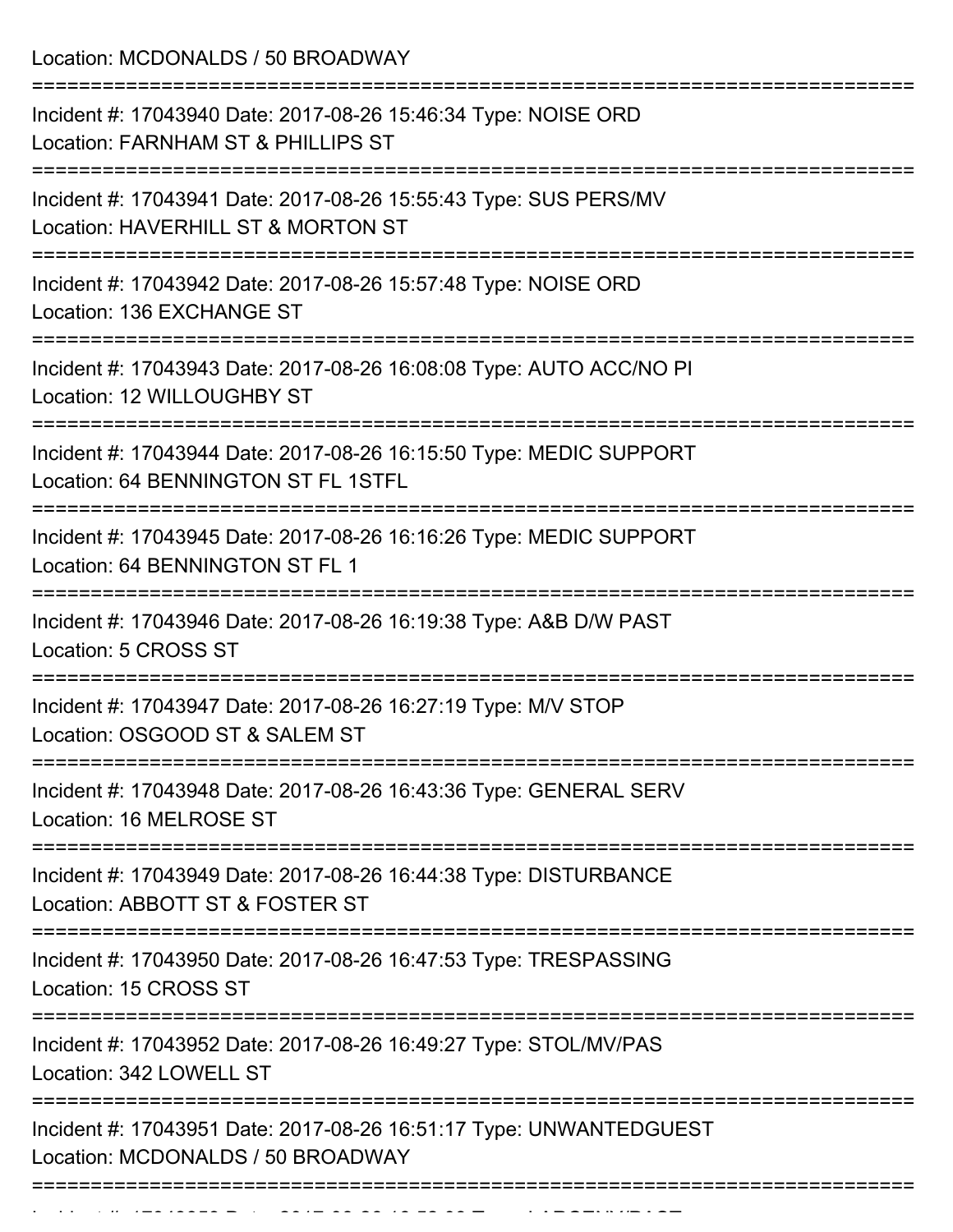Location: MCDONALDS / 50 BROADWAY

===========================================================================

Incident #: 17043940 Date: 2017-08-26 15:46:34 Type: NOISE ORD

Location: FARNHAM ST & PHILLIPS ST

===========================================================================

Incident #: 17043941 Date: 2017-08-26 15:55:43 Type: SUS PERS/MV

Location: HAVERHILL ST & MORTON ST

===========================================================================

Incident #: 17043942 Date: 2017-08-26 15:57:48 Type: NOISE ORD

Location: 136 EXCHANGE ST

===========================================================================

Incident #: 17043943 Date: 2017-08-26 16:08:08 Type: AUTO ACC/NO PI

Location: 12 WILLOUGHBY ST

===========================================================================

Incident #: 17043944 Date: 2017-08-26 16:15:50 Type: MEDIC SUPPORT

Location: 64 BENNINGTON ST FL 1STFL

===========================================================================

Incident #: 17043945 Date: 2017-08-26 16:16:26 Type: MEDIC SUPPORT

Location: 64 BENNINGTON ST FL 1

===========================================================================

Incident #: 17043946 Date: 2017-08-26 16:19:38 Type: A&B D/W PAST

Location: 5 CROSS ST

===========================================================================

Incident #: 17043947 Date: 2017-08-26 16:27:19 Type: M/V STOP

Location: OSGOOD ST & SALEM ST

===========================================================================

Incident #: 17043948 Date: 2017-08-26 16:43:36 Type: GENERAL SERV

Location: 16 MELROSE ST

===========================================================================

Incident #: 17043949 Date: 2017-08-26 16:44:38 Type: DISTURBANCE

Location: ABBOTT ST & FOSTER ST

===========================================================================

Incident #: 17043950 Date: 2017-08-26 16:47:53 Type: TRESPASSING

Location: 15 CROSS ST

===========================================================================

Incident #: 17043952 Date: 2017-08-26 16:49:27 Type: STOL/MV/PAS

Location: 342 LOWELL ST

===========================================================================

Incident #: 17043951 Date: 2017-08-26 16:51:17 Type: UNWANTEDGUEST

Location: MCDONALDS / 50 BROADWAY

===========================================================================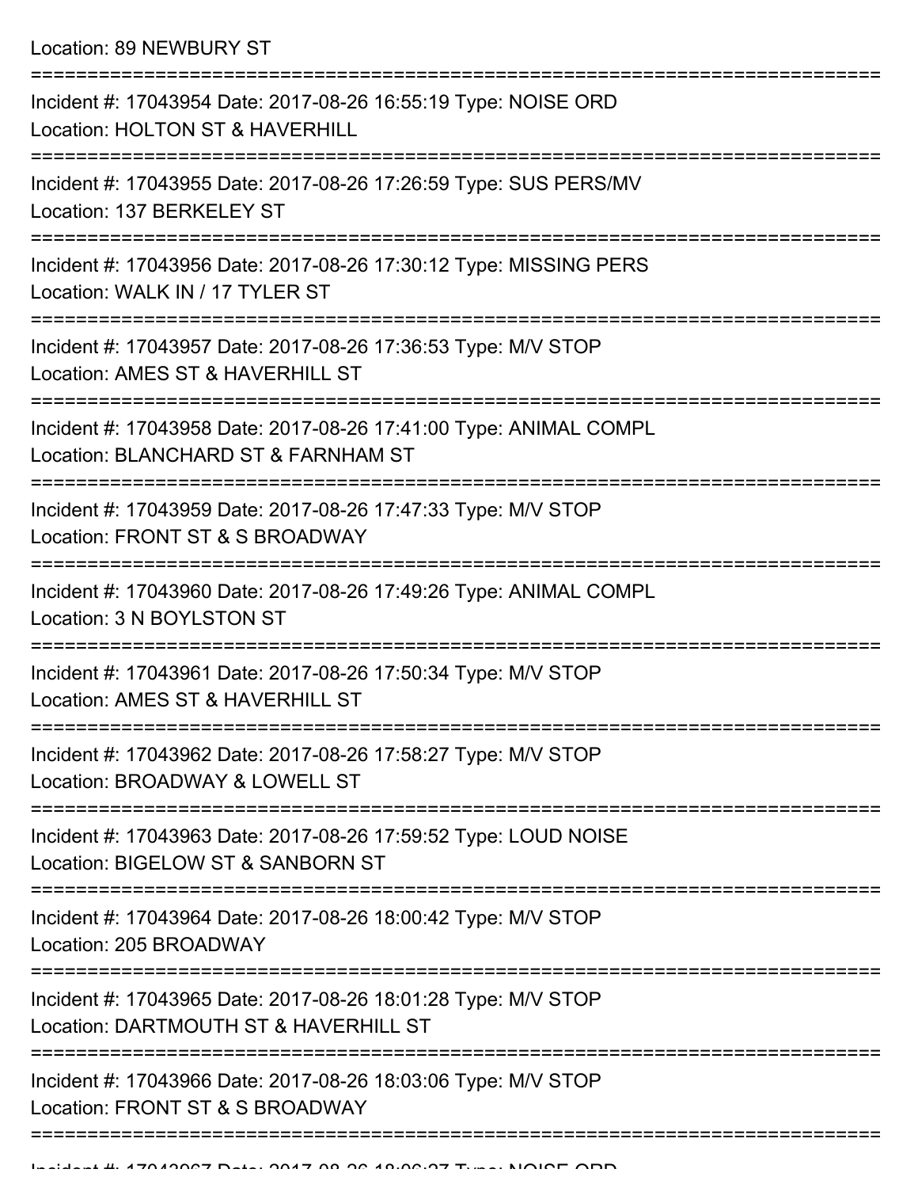Location: 89 NEWBURY ST

===========================================================================

Incident #: 17043954 Date: 2017-08-26 16:55:19 Type: NOISE ORD
Location: HOLTON ST & HAVERHILL

===========================================================================

Incident #: 17043955 Date: 2017-08-26 17:26:59 Type: SUS PERS/MV
Location: 137 BERKELEY ST

===========================================================================

Incident #: 17043956 Date: 2017-08-26 17:30:12 Type: MISSING PERS
Location: WALK IN / 17 TYLER ST

===========================================================================

Incident #: 17043957 Date: 2017-08-26 17:36:53 Type: M/V STOP
Location: AMES ST & HAVERHILL ST

===========================================================================

Incident #: 17043958 Date: 2017-08-26 17:41:00 Type: ANIMAL COMPL
Location: BLANCHARD ST & FARNHAM ST

===========================================================================

Incident #: 17043959 Date: 2017-08-26 17:47:33 Type: M/V STOP
Location: FRONT ST & S BROADWAY

===========================================================================

Incident #: 17043960 Date: 2017-08-26 17:49:26 Type: ANIMAL COMPL
Location: 3 N BOYLSTON ST

===========================================================================

Incident #: 17043961 Date: 2017-08-26 17:50:34 Type: M/V STOP
Location: AMES ST & HAVERHILL ST

===========================================================================

Incident #: 17043962 Date: 2017-08-26 17:58:27 Type: M/V STOP
Location: BROADWAY & LOWELL ST

===========================================================================

Incident #: 17043963 Date: 2017-08-26 17:59:52 Type: LOUD NOISE
Location: BIGELOW ST & SANBORN ST

===========================================================================

Incident #: 17043964 Date: 2017-08-26 18:00:42 Type: M/V STOP
Location: 205 BROADWAY

===========================================================================

Incident #: 17043965 Date: 2017-08-26 18:01:28 Type: M/V STOP
Location: DARTMOUTH ST & HAVERHILL ST

===========================================================================

Incident #: 17043966 Date: 2017-08-26 18:03:06 Type: M/V STOP
Location: FRONT ST & S BROADWAY

===========================================================================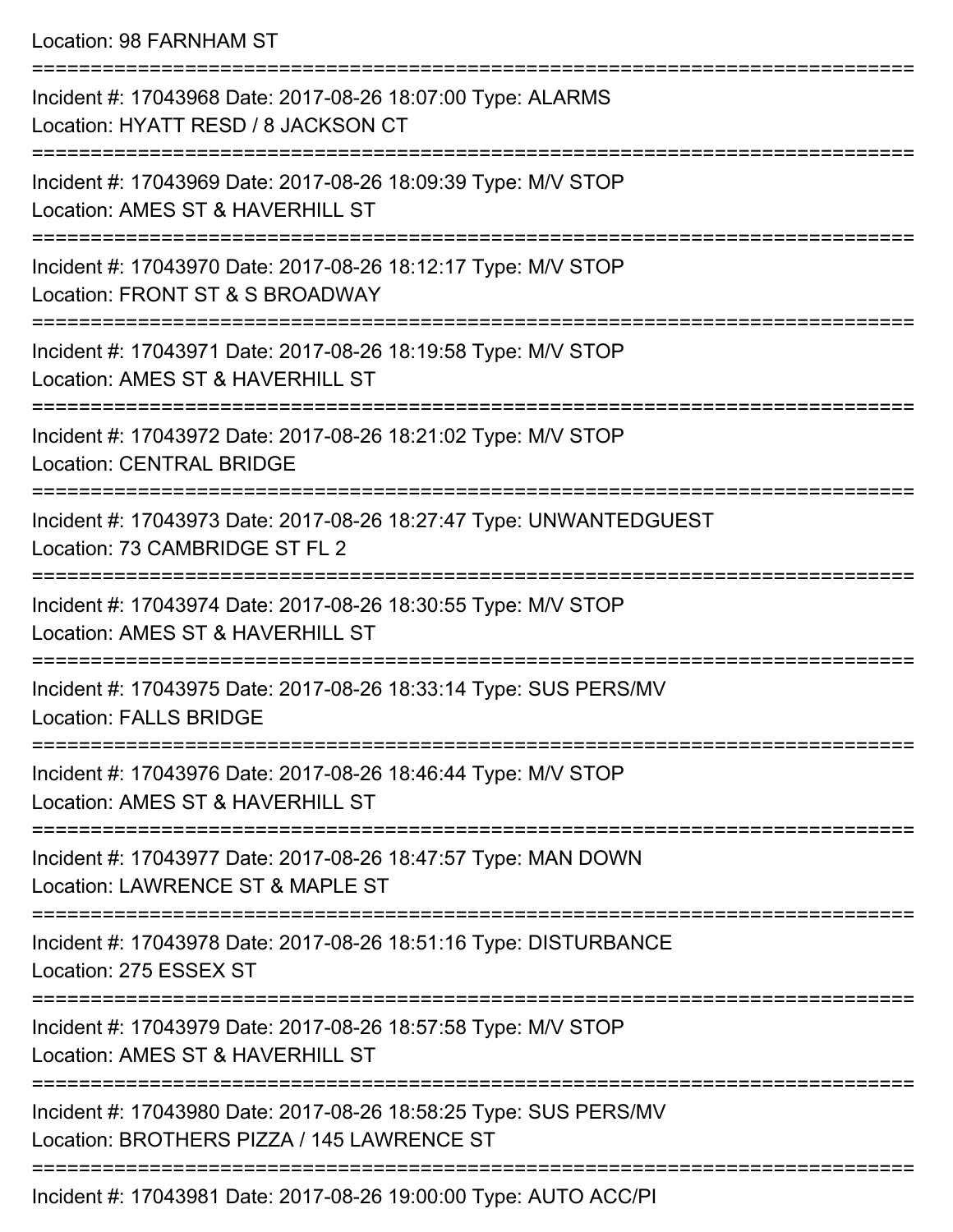Location: 98 FARNHAM ST

===========================================================================

Incident #: 17043968 Date: 2017-08-26 18:07:00 Type: ALARMS
Location: HYATT RESD / 8 JACKSON CT

===========================================================================

Incident #: 17043969 Date: 2017-08-26 18:09:39 Type: M/V STOP
Location: AMES ST & HAVERHILL ST

===========================================================================

Incident #: 17043970 Date: 2017-08-26 18:12:17 Type: M/V STOP
Location: FRONT ST & S BROADWAY

===========================================================================

Incident #: 17043971 Date: 2017-08-26 18:19:58 Type: M/V STOP
Location: AMES ST & HAVERHILL ST

===========================================================================

Incident #: 17043972 Date: 2017-08-26 18:21:02 Type: M/V STOP
Location: CENTRAL BRIDGE

===========================================================================

Incident #: 17043973 Date: 2017-08-26 18:27:47 Type: UNWANTEDGUEST
Location: 73 CAMBRIDGE ST FL 2

===========================================================================

Incident #: 17043974 Date: 2017-08-26 18:30:55 Type: M/V STOP
Location: AMES ST & HAVERHILL ST

===========================================================================

Incident #: 17043975 Date: 2017-08-26 18:33:14 Type: SUS PERS/MV
Location: FALLS BRIDGE

===========================================================================

Incident #: 17043976 Date: 2017-08-26 18:46:44 Type: M/V STOP
Location: AMES ST & HAVERHILL ST

===========================================================================

Incident #: 17043977 Date: 2017-08-26 18:47:57 Type: MAN DOWN
Location: LAWRENCE ST & MAPLE ST

===========================================================================

Incident #: 17043978 Date: 2017-08-26 18:51:16 Type: DISTURBANCE
Location: 275 ESSEX ST

===========================================================================

Incident #: 17043979 Date: 2017-08-26 18:57:58 Type: M/V STOP
Location: AMES ST & HAVERHILL ST

===========================================================================

Incident #: 17043980 Date: 2017-08-26 18:58:25 Type: SUS PERS/MV
Location: BROTHERS PIZZA / 145 LAWRENCE ST

===========================================================================

Incident #: 17043981 Date: 2017-08-26 19:00:00 Type: AUTO ACC/PI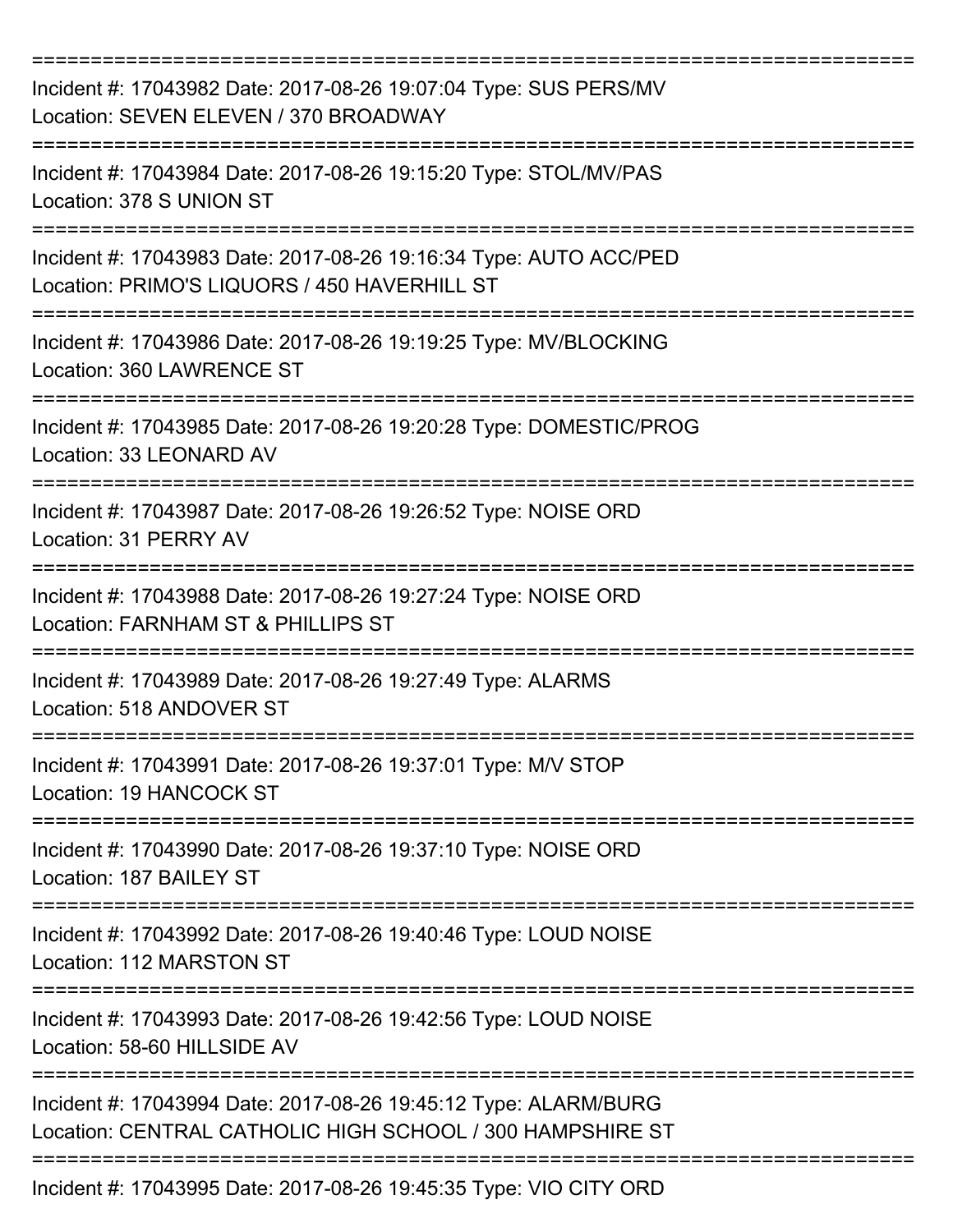===========================================================================

Incident #: 17043982 Date: 2017-08-26 19:07:04 Type: SUS PERS/MV

Location: SEVEN ELEVEN / 370 BROADWAY

===========================================================================

Incident #: 17043984 Date: 2017-08-26 19:15:20 Type: STOL/MV/PAS

Location: 378 S UNION ST

===========================================================================

Incident #: 17043983 Date: 2017-08-26 19:16:34 Type: AUTO ACC/PED

Location: PRIMO'S LIQUORS / 450 HAVERHILL ST

===========================================================================

Incident #: 17043986 Date: 2017-08-26 19:19:25 Type: MV/BLOCKING

Location: 360 LAWRENCE ST

===========================================================================

Incident #: 17043985 Date: 2017-08-26 19:20:28 Type: DOMESTIC/PROG

Location: 33 LEONARD AV

===========================================================================

Incident #: 17043987 Date: 2017-08-26 19:26:52 Type: NOISE ORD

Location: 31 PERRY AV

===========================================================================

Incident #: 17043988 Date: 2017-08-26 19:27:24 Type: NOISE ORD

Location: FARNHAM ST & PHILLIPS ST

===========================================================================

Incident #: 17043989 Date: 2017-08-26 19:27:49 Type: ALARMS

Location: 518 ANDOVER ST

===========================================================================

Incident #: 17043991 Date: 2017-08-26 19:37:01 Type: M/V STOP

Location: 19 HANCOCK ST

===========================================================================

Incident #: 17043990 Date: 2017-08-26 19:37:10 Type: NOISE ORD

Location: 187 BAILEY ST

===========================================================================

Incident #: 17043992 Date: 2017-08-26 19:40:46 Type: LOUD NOISE

Location: 112 MARSTON ST

===========================================================================

Incident #: 17043993 Date: 2017-08-26 19:42:56 Type: LOUD NOISE

Location: 58-60 HILLSIDE AV

===========================================================================

Incident #: 17043994 Date: 2017-08-26 19:45:12 Type: ALARM/BURG

Location: CENTRAL CATHOLIC HIGH SCHOOL / 300 HAMPSHIRE ST

===========================================================================

Incident #: 17043995 Date: 2017-08-26 19:45:35 Type: VIO CITY ORD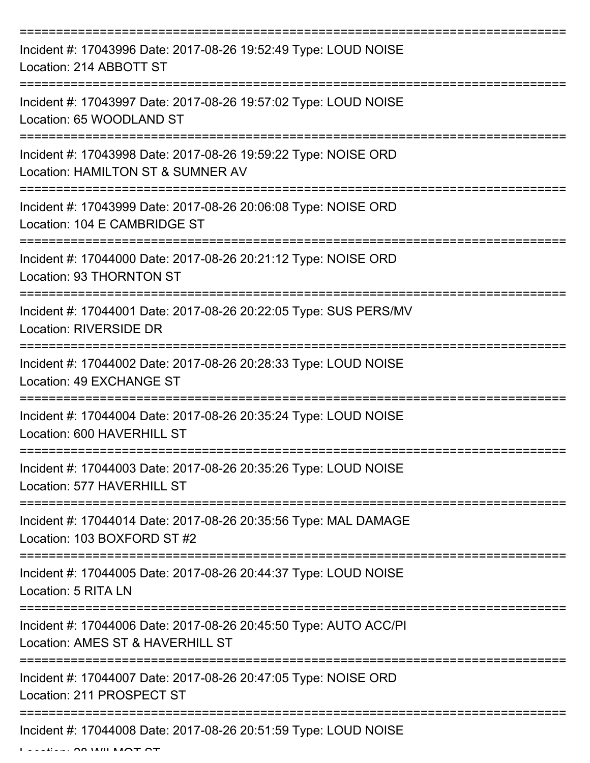===========================================================================

Incident #: 17043996 Date: 2017-08-26 19:52:49 Type: LOUD NOISE
Location: 214 ABBOTT ST

===========================================================================

Incident #: 17043997 Date: 2017-08-26 19:57:02 Type: LOUD NOISE
Location: 65 WOODLAND ST

===========================================================================

Incident #: 17043998 Date: 2017-08-26 19:59:22 Type: NOISE ORD
Location: HAMILTON ST & SUMNER AV

===========================================================================

Incident #: 17043999 Date: 2017-08-26 20:06:08 Type: NOISE ORD
Location: 104 E CAMBRIDGE ST

===========================================================================

Incident #: 17044000 Date: 2017-08-26 20:21:12 Type: NOISE ORD
Location: 93 THORNTON ST

===========================================================================

Incident #: 17044001 Date: 2017-08-26 20:22:05 Type: SUS PERS/MV
Location: RIVERSIDE DR

===========================================================================

Incident #: 17044002 Date: 2017-08-26 20:28:33 Type: LOUD NOISE
Location: 49 EXCHANGE ST

===========================================================================

Incident #: 17044004 Date: 2017-08-26 20:35:24 Type: LOUD NOISE
Location: 600 HAVERHILL ST

===========================================================================

Incident #: 17044003 Date: 2017-08-26 20:35:26 Type: LOUD NOISE
Location: 577 HAVERHILL ST

===========================================================================

Incident #: 17044014 Date: 2017-08-26 20:35:56 Type: MAL DAMAGE
Location: 103 BOXFORD ST #2

===========================================================================

Incident #: 17044005 Date: 2017-08-26 20:44:37 Type: LOUD NOISE
Location: 5 RITA LN

===========================================================================

Incident #: 17044006 Date: 2017-08-26 20:45:50 Type: AUTO ACC/PI
Location: AMES ST & HAVERHILL ST

===========================================================================

Incident #: 17044007 Date: 2017-08-26 20:47:05 Type: NOISE ORD
Location: 211 PROSPECT ST

===========================================================================

Incident #: 17044008 Date: 2017-08-26 20:51:59 Type: LOUD NOISE
Location: 28 WILMOT ST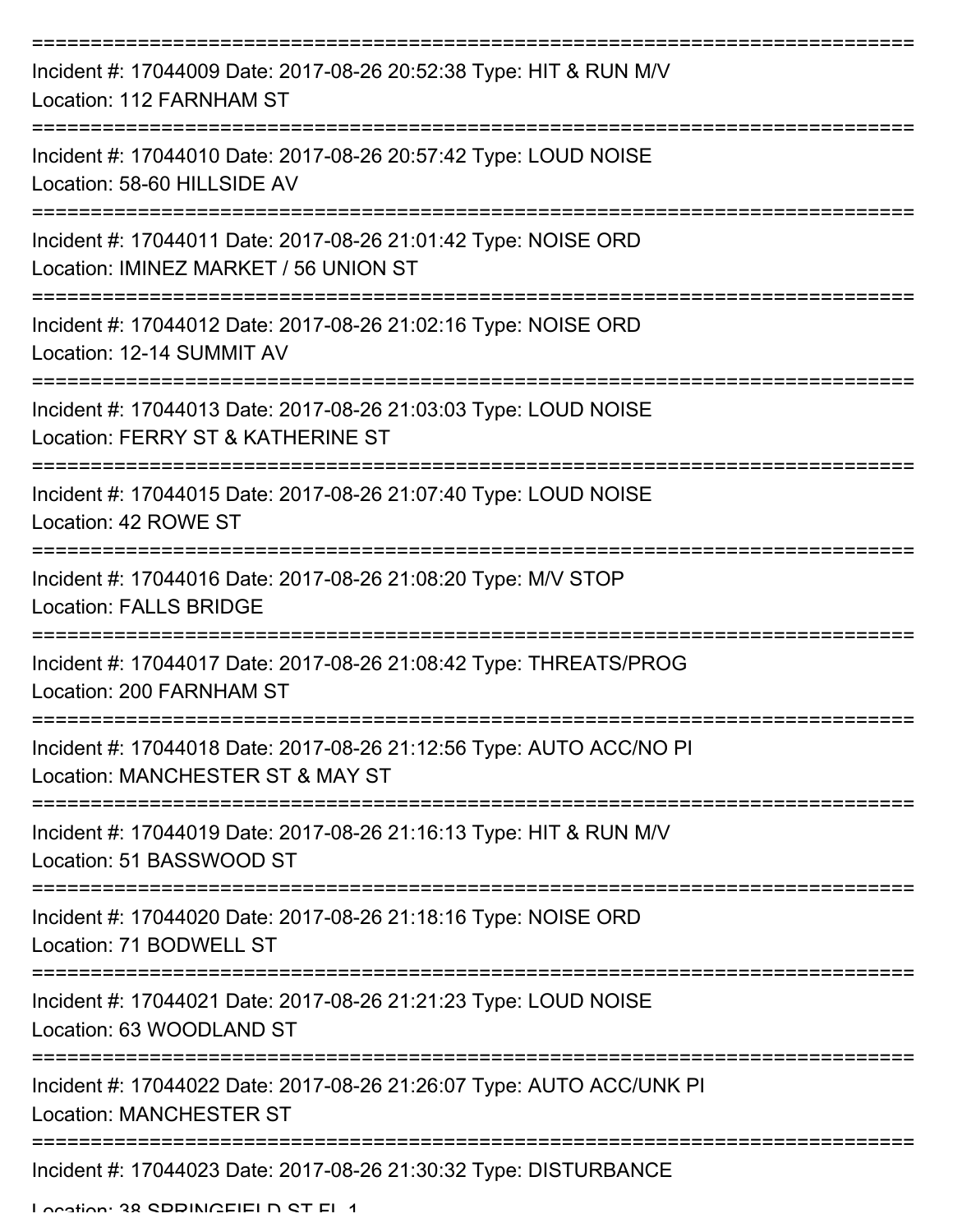===========================================================================

Incident #: 17044009 Date: 2017-08-26 20:52:38 Type: HIT & RUN M/V
Location: 112 FARNHAM ST

===========================================================================

Incident #: 17044010 Date: 2017-08-26 20:57:42 Type: LOUD NOISE
Location: 58-60 HILLSIDE AV

===========================================================================

Incident #: 17044011 Date: 2017-08-26 21:01:42 Type: NOISE ORD
Location: IMINEZ MARKET / 56 UNION ST

===========================================================================

Incident #: 17044012 Date: 2017-08-26 21:02:16 Type: NOISE ORD
Location: 12-14 SUMMIT AV

===========================================================================

Incident #: 17044013 Date: 2017-08-26 21:03:03 Type: LOUD NOISE
Location: FERRY ST & KATHERINE ST

===========================================================================

Incident #: 17044015 Date: 2017-08-26 21:07:40 Type: LOUD NOISE
Location: 42 ROWE ST

===========================================================================

Incident #: 17044016 Date: 2017-08-26 21:08:20 Type: M/V STOP
Location: FALLS BRIDGE

===========================================================================

Incident #: 17044017 Date: 2017-08-26 21:08:42 Type: THREATS/PROG
Location: 200 FARNHAM ST

===========================================================================

Incident #: 17044018 Date: 2017-08-26 21:12:56 Type: AUTO ACC/NO PI
Location: MANCHESTER ST & MAY ST

===========================================================================

Incident #: 17044019 Date: 2017-08-26 21:16:13 Type: HIT & RUN M/V
Location: 51 BASSWOOD ST

===========================================================================

Incident #: 17044020 Date: 2017-08-26 21:18:16 Type: NOISE ORD
Location: 71 BODWELL ST

===========================================================================

Incident #: 17044021 Date: 2017-08-26 21:21:23 Type: LOUD NOISE
Location: 63 WOODLAND ST

===========================================================================

Incident #: 17044022 Date: 2017-08-26 21:26:07 Type: AUTO ACC/UNK PI
Location: MANCHESTER ST

===========================================================================

Incident #: 17044023 Date: 2017-08-26 21:30:32 Type: DISTURBANCE
Location: 38 SPRINGFIELD ST FL 1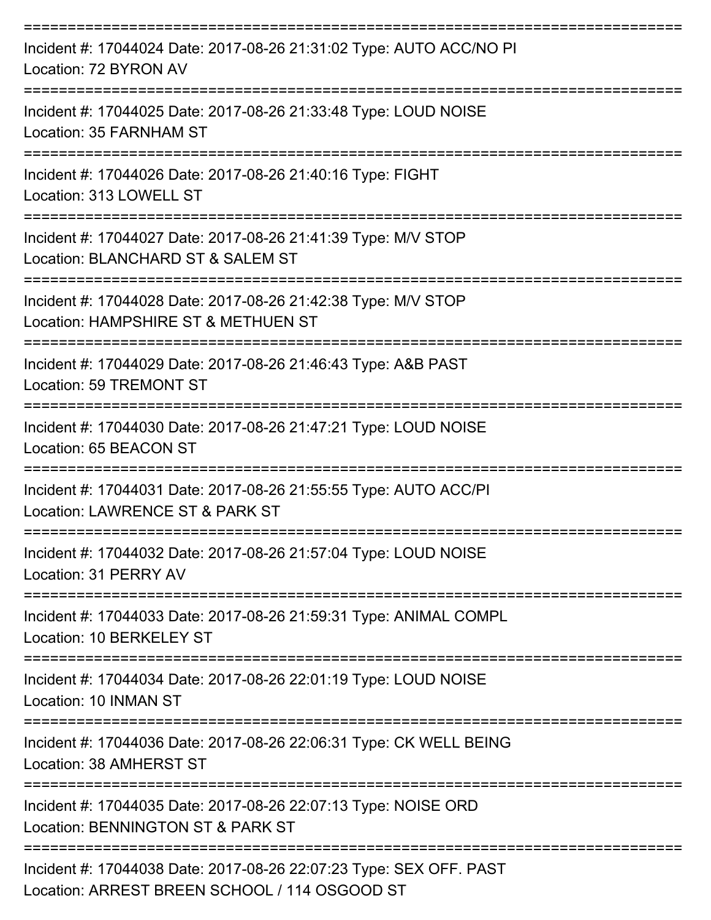===========================================================================

Incident #: 17044024 Date: 2017-08-26 21:31:02 Type: AUTO ACC/NO PI
Location: 72 BYRON AV

===========================================================================

Incident #: 17044025 Date: 2017-08-26 21:33:48 Type: LOUD NOISE
Location: 35 FARNHAM ST

===========================================================================

Incident #: 17044026 Date: 2017-08-26 21:40:16 Type: FIGHT
Location: 313 LOWELL ST

===========================================================================

Incident #: 17044027 Date: 2017-08-26 21:41:39 Type: M/V STOP
Location: BLANCHARD ST & SALEM ST

===========================================================================

Incident #: 17044028 Date: 2017-08-26 21:42:38 Type: M/V STOP
Location: HAMPSHIRE ST & METHUEN ST

===========================================================================

Incident #: 17044029 Date: 2017-08-26 21:46:43 Type: A&B PAST
Location: 59 TREMONT ST

===========================================================================

Incident #: 17044030 Date: 2017-08-26 21:47:21 Type: LOUD NOISE
Location: 65 BEACON ST

===========================================================================

Incident #: 17044031 Date: 2017-08-26 21:55:55 Type: AUTO ACC/PI
Location: LAWRENCE ST & PARK ST

===========================================================================

Incident #: 17044032 Date: 2017-08-26 21:57:04 Type: LOUD NOISE
Location: 31 PERRY AV

===========================================================================

Incident #: 17044033 Date: 2017-08-26 21:59:31 Type: ANIMAL COMPL
Location: 10 BERKELEY ST

===========================================================================

Incident #: 17044034 Date: 2017-08-26 22:01:19 Type: LOUD NOISE
Location: 10 INMAN ST

===========================================================================

Incident #: 17044036 Date: 2017-08-26 22:06:31 Type: CK WELL BEING
Location: 38 AMHERST ST

===========================================================================

Incident #: 17044035 Date: 2017-08-26 22:07:13 Type: NOISE ORD
Location: BENNINGTON ST & PARK ST

===========================================================================

Incident #: 17044038 Date: 2017-08-26 22:07:23 Type: SEX OFF. PAST
Location: ARREST BREEN SCHOOL / 114 OSGOOD ST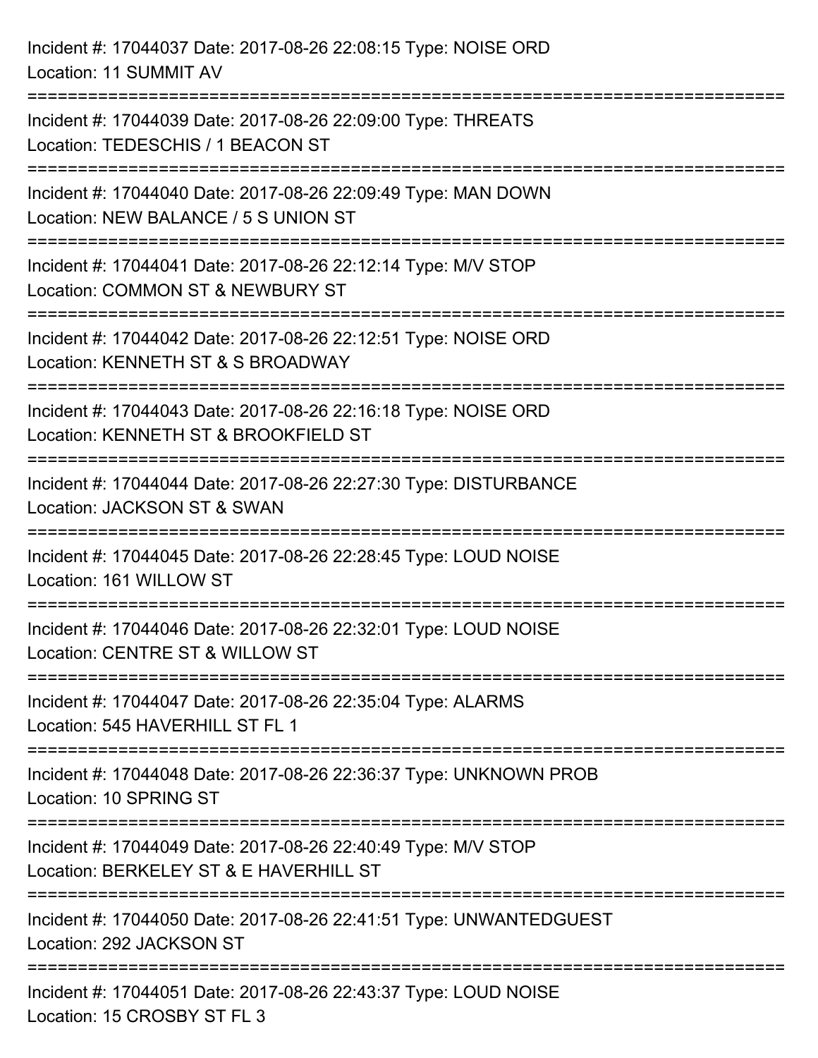Incident #: 17044037 Date: 2017-08-26 22:08:15 Type: NOISE ORD
Location: 11 SUMMIT AV

===========================================================================

Incident #: 17044039 Date: 2017-08-26 22:09:00 Type: THREATS
Location: TEDESCHIS / 1 BEACON ST

===========================================================================

Incident #: 17044040 Date: 2017-08-26 22:09:49 Type: MAN DOWN
Location: NEW BALANCE / 5 S UNION ST

===========================================================================

Incident #: 17044041 Date: 2017-08-26 22:12:14 Type: M/V STOP
Location: COMMON ST & NEWBURY ST

===========================================================================

Incident #: 17044042 Date: 2017-08-26 22:12:51 Type: NOISE ORD
Location: KENNETH ST & S BROADWAY

===========================================================================

Incident #: 17044043 Date: 2017-08-26 22:16:18 Type: NOISE ORD
Location: KENNETH ST & BROOKFIELD ST

===========================================================================

Incident #: 17044044 Date: 2017-08-26 22:27:30 Type: DISTURBANCE
Location: JACKSON ST & SWAN

===========================================================================

Incident #: 17044045 Date: 2017-08-26 22:28:45 Type: LOUD NOISE
Location: 161 WILLOW ST

===========================================================================

Incident #: 17044046 Date: 2017-08-26 22:32:01 Type: LOUD NOISE
Location: CENTRE ST & WILLOW ST

===========================================================================

Incident #: 17044047 Date: 2017-08-26 22:35:04 Type: ALARMS
Location: 545 HAVERHILL ST FL 1

===========================================================================

Incident #: 17044048 Date: 2017-08-26 22:36:37 Type: UNKNOWN PROB
Location: 10 SPRING ST

===========================================================================

Incident #: 17044049 Date: 2017-08-26 22:40:49 Type: M/V STOP
Location: BERKELEY ST & E HAVERHILL ST

===========================================================================

Incident #: 17044050 Date: 2017-08-26 22:41:51 Type: UNWANTEDGUEST
Location: 292 JACKSON ST

===========================================================================

Incident #: 17044051 Date: 2017-08-26 22:43:37 Type: LOUD NOISE
Location: 15 CROSBY ST FL 3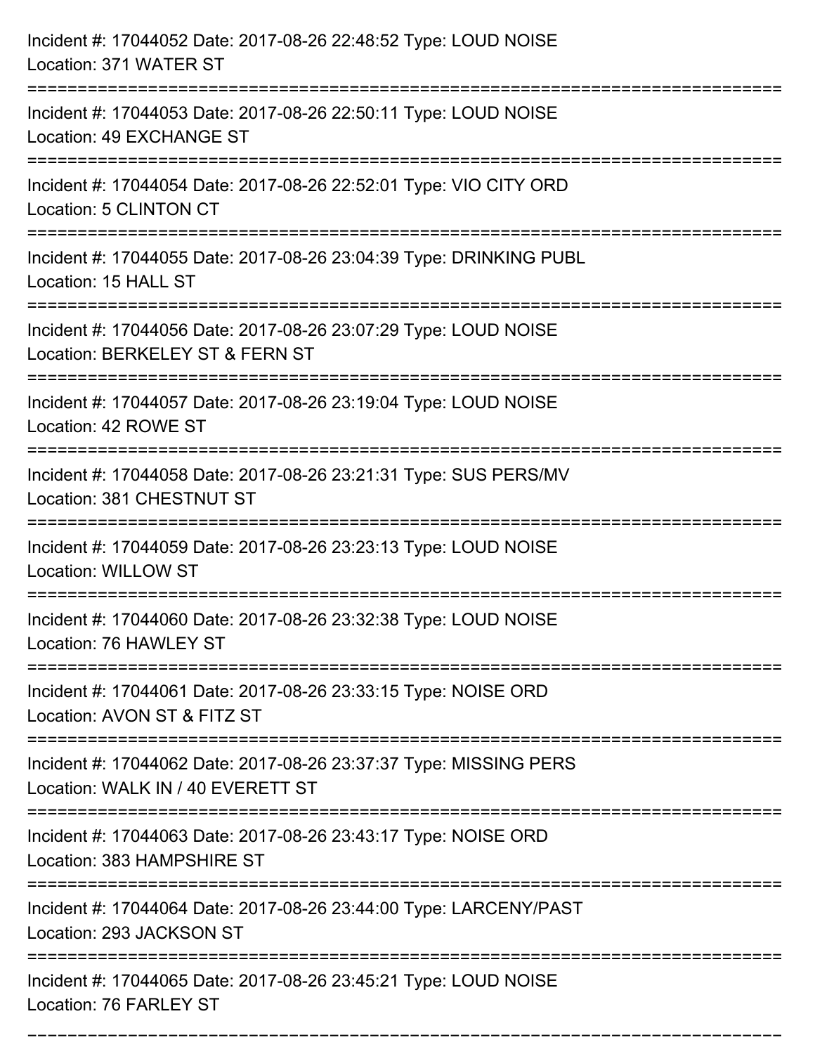Incident #: 17044052 Date: 2017-08-26 22:48:52 Type: LOUD NOISE
Location: 371 WATER ST

===========================================================================

Incident #: 17044053 Date: 2017-08-26 22:50:11 Type: LOUD NOISE
Location: 49 EXCHANGE ST

===========================================================================

Incident #: 17044054 Date: 2017-08-26 22:52:01 Type: VIO CITY ORD
Location: 5 CLINTON CT

===========================================================================

Incident #: 17044055 Date: 2017-08-26 23:04:39 Type: DRINKING PUBL
Location: 15 HALL ST

===========================================================================

Incident #: 17044056 Date: 2017-08-26 23:07:29 Type: LOUD NOISE
Location: BERKELEY ST & FERN ST

===========================================================================

Incident #: 17044057 Date: 2017-08-26 23:19:04 Type: LOUD NOISE
Location: 42 ROWE ST

===========================================================================

Incident #: 17044058 Date: 2017-08-26 23:21:31 Type: SUS PERS/MV
Location: 381 CHESTNUT ST

===========================================================================

Incident #: 17044059 Date: 2017-08-26 23:23:13 Type: LOUD NOISE
Location: WILLOW ST

===========================================================================

Incident #: 17044060 Date: 2017-08-26 23:32:38 Type: LOUD NOISE
Location: 76 HAWLEY ST

===========================================================================

Incident #: 17044061 Date: 2017-08-26 23:33:15 Type: NOISE ORD
Location: AVON ST & FITZ ST

===========================================================================

Incident #: 17044062 Date: 2017-08-26 23:37:37 Type: MISSING PERS
Location: WALK IN / 40 EVERETT ST

===========================================================================

Incident #: 17044063 Date: 2017-08-26 23:43:17 Type: NOISE ORD
Location: 383 HAMPSHIRE ST

===========================================================================

Incident #: 17044064 Date: 2017-08-26 23:44:00 Type: LARCENY/PAST
Location: 293 JACKSON ST

===========================================================================

Incident #: 17044065 Date: 2017-08-26 23:45:21 Type: LOUD NOISE
Location: 76 FARLEY ST

===========================================================================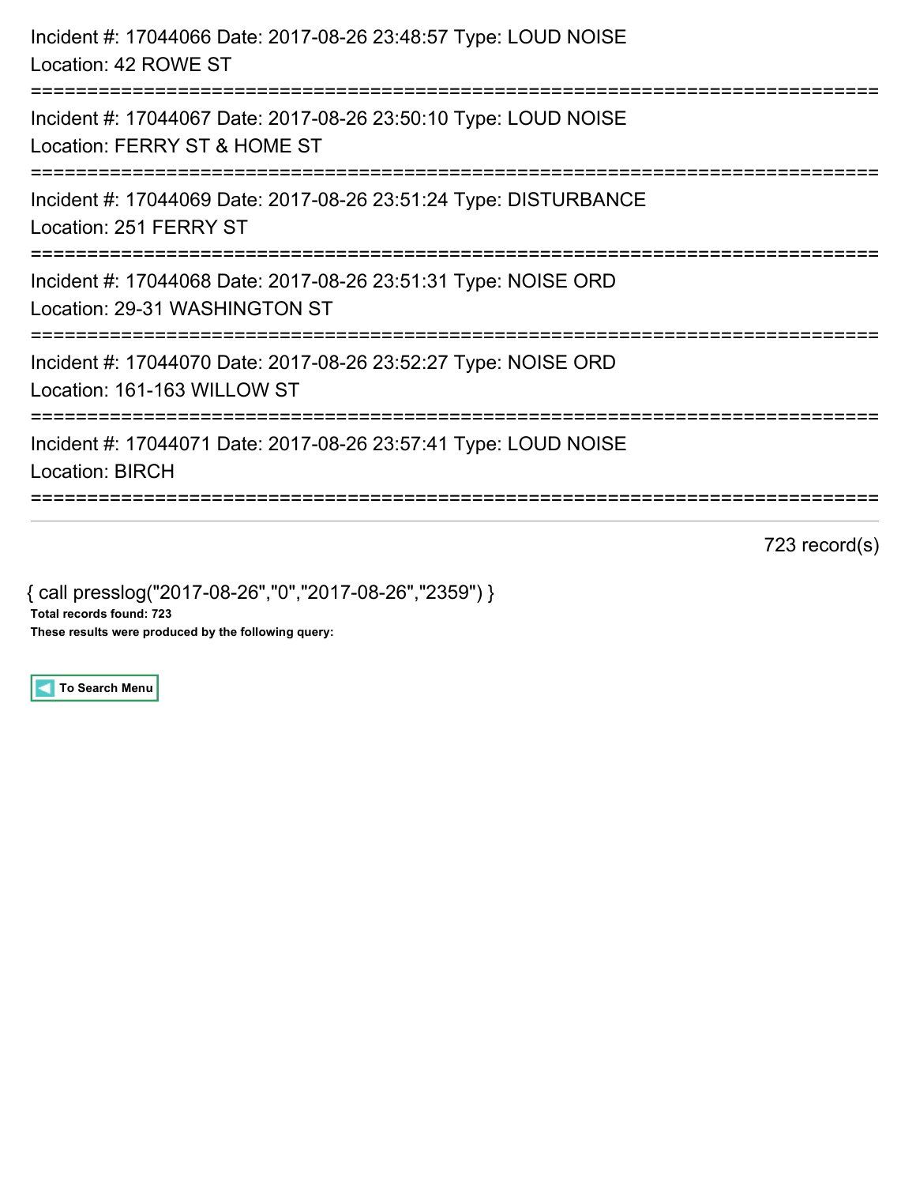Incident #: 17044066 Date: 2017-08-26 23:48:57 Type: LOUD NOISE
Location: 42 ROWE ST

===========================================================================

Incident #: 17044067 Date: 2017-08-26 23:50:10 Type: LOUD NOISE
Location: FERRY ST & HOME ST

===========================================================================

Incident #: 17044069 Date: 2017-08-26 23:51:24 Type: DISTURBANCE
Location: 251 FERRY ST

===========================================================================

Incident #: 17044068 Date: 2017-08-26 23:51:31 Type: NOISE ORD
Location: 29-31 WASHINGTON ST

===========================================================================

Incident #: 17044070 Date: 2017-08-26 23:52:27 Type: NOISE ORD
Location: 161-163 WILLOW ST

===========================================================================

Incident #: 17044071 Date: 2017-08-26 23:57:41 Type: LOUD NOISE
Location: BIRCH

===========================================================================

723 record(s)

{ call presslog("2017-08-26","0","2017-08-26","2359") }

**Total records found: 723**

**These results were produced by the following query:**

**To Search Menu**